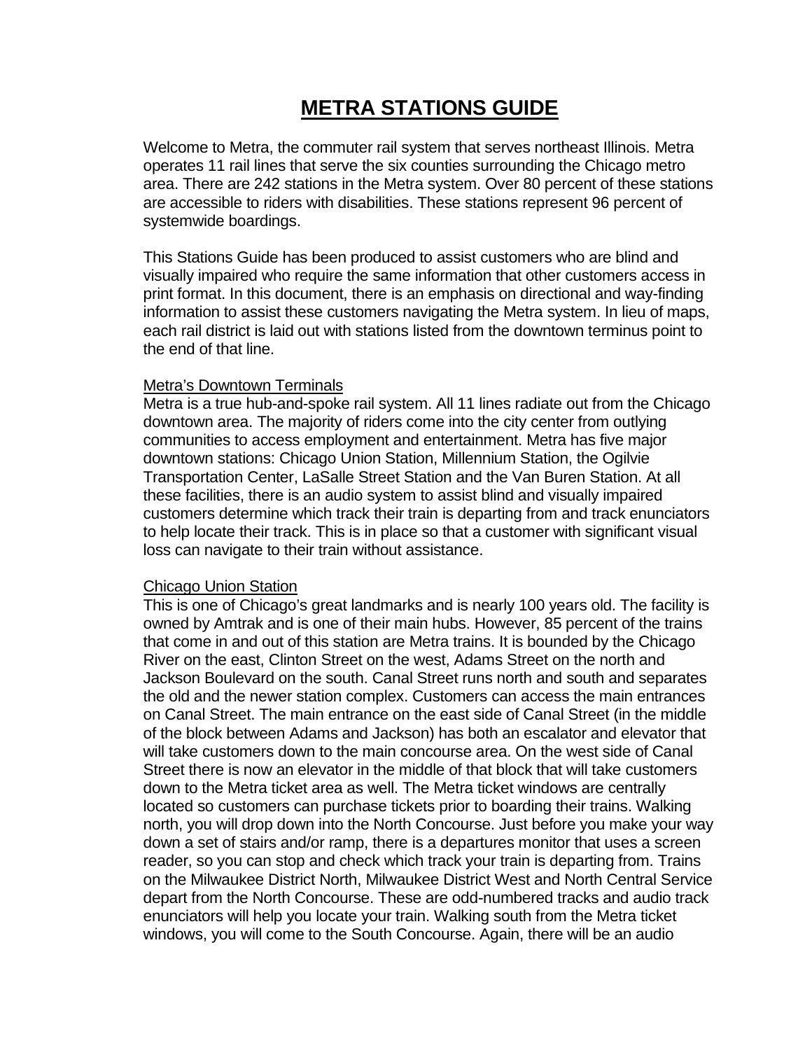# METRA STATIONS GUIDE

Welcome to Metra, the commuter rail system that serves northeast Illinois. Metra operates 11 rail lines that serve the six counties surrounding the Chicago metro area. There are 242 stations in the Metra system. Over 80 percent of these stations are accessible to riders with disabilities. These stations represent 96 percent of systemwide boardings.

This Stations Guide has been produced to assist customers who are blind and visually impaired who require the same information that other customers access in print format. In this document, there is an emphasis on directional and way-finding information to assist these customers navigating the Metra system. In lieu of maps, each rail district is laid out with stations listed from the downtown terminus point to the end of that line.

## Metra's Downtown Terminals

Metra is a true hub-and-spoke rail system. All 11 lines radiate out from the Chicago downtown area. The majority of riders come into the city center from outlying communities to access employment and entertainment. Metra has five major downtown stations: Chicago Union Station, Millennium Station, the Ogilvie Transportation Center, LaSalle Street Station and the Van Buren Station. At all these facilities, there is an audio system to assist blind and visually impaired customers determine which track their train is departing from and track enunciators to help locate their track. This is in place so that a customer with significant visual loss can navigate to their train without assistance.

## Chicago Union Station

This is one of Chicago's great landmarks and is nearly 100 years old. The facility is owned by Amtrak and is one of their main hubs. However, 85 percent of the trains that come in and out of this station are Metra trains. It is bounded by the Chicago River on the east, Clinton Street on the west, Adams Street on the north and Jackson Boulevard on the south. Canal Street runs north and south and separates the old and the newer station complex. Customers can access the main entrances on Canal Street. The main entrance on the east side of Canal Street (in the middle of the block between Adams and Jackson) has both an escalator and elevator that will take customers down to the main concourse area. On the west side of Canal Street there is now an elevator in the middle of that block that will take customers down to the Metra ticket area as well. The Metra ticket windows are centrally located so customers can purchase tickets prior to boarding their trains. Walking north, you will drop down into the North Concourse. Just before you make your way down a set of stairs and/or ramp, there is a departures monitor that uses a screen reader, so you can stop and check which track your train is departing from. Trains on the Milwaukee District North, Milwaukee District West and North Central Service depart from the North Concourse. These are odd-numbered tracks and audio track enunciators will help you locate your train. Walking south from the Metra ticket windows, you will come to the South Concourse. Again, there will be an audio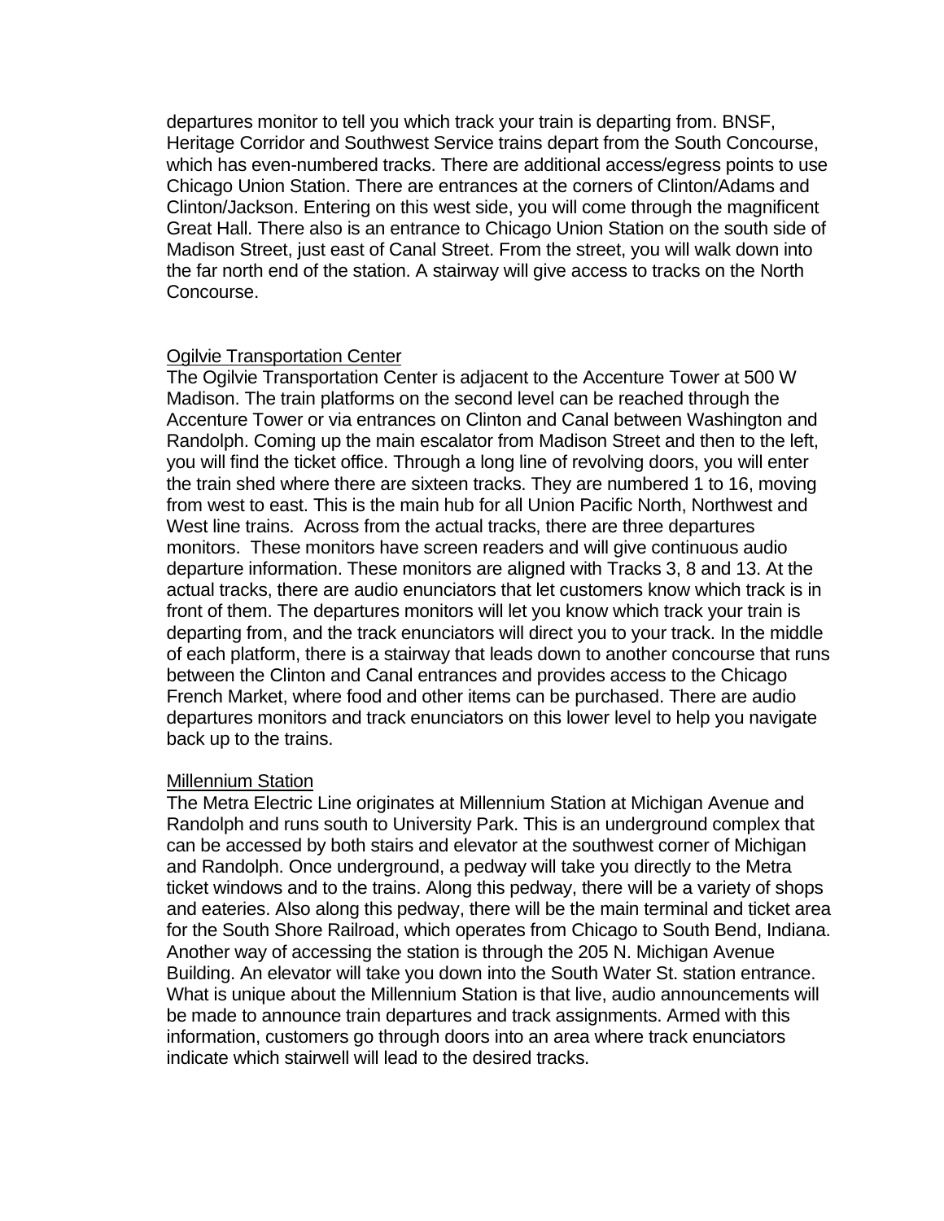departures monitor to tell you which track your train is departing from. BNSF, Heritage Corridor and Southwest Service trains depart from the South Concourse, which has even-numbered tracks. There are additional access/egress points to use Chicago Union Station. There are entrances at the corners of Clinton/Adams and Clinton/Jackson. Entering on this west side, you will come through the magnificent Great Hall. There also is an entrance to Chicago Union Station on the south side of Madison Street, just east of Canal Street. From the street, you will walk down into the far north end of the station. A stairway will give access to tracks on the North Concourse.

## Ogilvie Transportation Center

The Ogilvie Transportation Center is adjacent to the Accenture Tower at 500 W Madison. The train platforms on the second level can be reached through the Accenture Tower or via entrances on Clinton and Canal between Washington and Randolph. Coming up the main escalator from Madison Street and then to the left, you will find the ticket office. Through a long line of revolving doors, you will enter the train shed where there are sixteen tracks. They are numbered 1 to 16, moving from west to east. This is the main hub for all Union Pacific North, Northwest and West line trains. Across from the actual tracks, there are three departures monitors. These monitors have screen readers and will give continuous audio departure information. These monitors are aligned with Tracks 3, 8 and 13. At the actual tracks, there are audio enunciators that let customers know which track is in front of them. The departures monitors will let you know which track your train is departing from, and the track enunciators will direct you to your track. In the middle of each platform, there is a stairway that leads down to another concourse that runs between the Clinton and Canal entrances and provides access to the Chicago French Market, where food and other items can be purchased. There are audio departures monitors and track enunciators on this lower level to help you navigate back up to the trains.

## Millennium Station

The Metra Electric Line originates at Millennium Station at Michigan Avenue and Randolph and runs south to University Park. This is an underground complex that can be accessed by both stairs and elevator at the southwest corner of Michigan and Randolph. Once underground, a pedway will take you directly to the Metra ticket windows and to the trains. Along this pedway, there will be a variety of shops and eateries. Also along this pedway, there will be the main terminal and ticket area for the South Shore Railroad, which operates from Chicago to South Bend, Indiana. Another way of accessing the station is through the 205 N. Michigan Avenue Building. An elevator will take you down into the South Water St. station entrance. What is unique about the Millennium Station is that live, audio announcements will be made to announce train departures and track assignments. Armed with this information, customers go through doors into an area where track enunciators indicate which stairwell will lead to the desired tracks.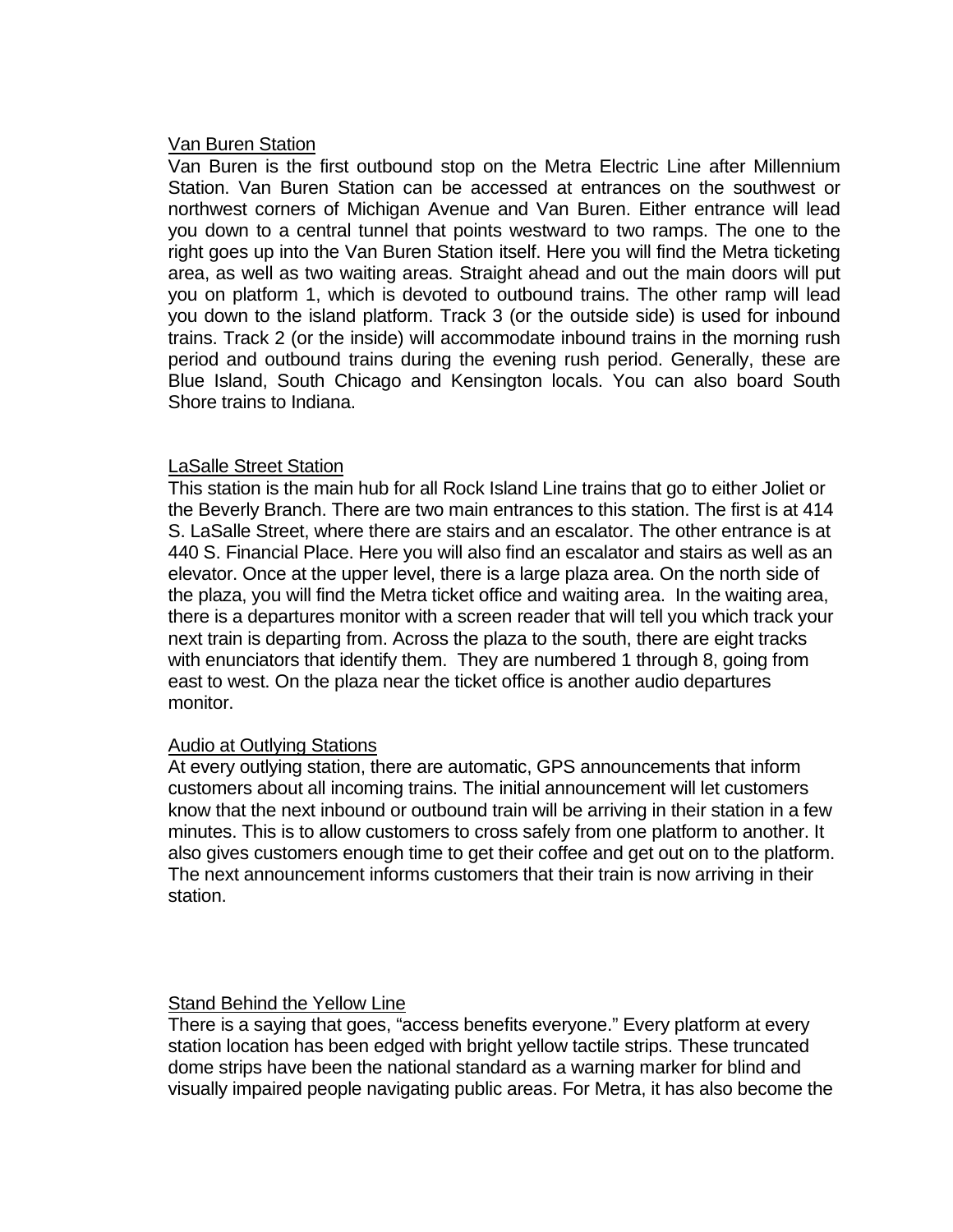## Van Buren Station

Van Buren is the first outbound stop on the Metra Electric Line after Millennium Station. Van Buren Station can be accessed at entrances on the southwest or northwest corners of Michigan Avenue and Van Buren. Either entrance will lead you down to a central tunnel that points westward to two ramps. The one to the right goes up into the Van Buren Station itself. Here you will find the Metra ticketing area, as well as two waiting areas. Straight ahead and out the main doors will put you on platform 1, which is devoted to outbound trains. The other ramp will lead you down to the island platform. Track 3 (or the outside side) is used for inbound trains. Track 2 (or the inside) will accommodate inbound trains in the morning rush period and outbound trains during the evening rush period. Generally, these are Blue Island, South Chicago and Kensington locals. You can also board South Shore trains to Indiana.

## LaSalle Street Station

This station is the main hub for all Rock Island Line trains that go to either Joliet or the Beverly Branch. There are two main entrances to this station. The first is at 414 S. LaSalle Street, where there are stairs and an escalator. The other entrance is at 440 S. Financial Place. Here you will also find an escalator and stairs as well as an elevator. Once at the upper level, there is a large plaza area. On the north side of the plaza, you will find the Metra ticket office and waiting area. In the waiting area, there is a departures monitor with a screen reader that will tell you which track your next train is departing from. Across the plaza to the south, there are eight tracks with enunciators that identify them. They are numbered 1 through 8, going from east to west. On the plaza near the ticket office is another audio departures monitor.

## Audio at Outlying Stations

At every outlying station, there are automatic, GPS announcements that inform customers about all incoming trains. The initial announcement will let customers know that the next inbound or outbound train will be arriving in their station in a few minutes. This is to allow customers to cross safely from one platform to another. It also gives customers enough time to get their coffee and get out on to the platform. The next announcement informs customers that their train is now arriving in their station.

## Stand Behind the Yellow Line

There is a saying that goes, "access benefits everyone." Every platform at every station location has been edged with bright yellow tactile strips. These truncated dome strips have been the national standard as a warning marker for blind and visually impaired people navigating public areas. For Metra, it has also become the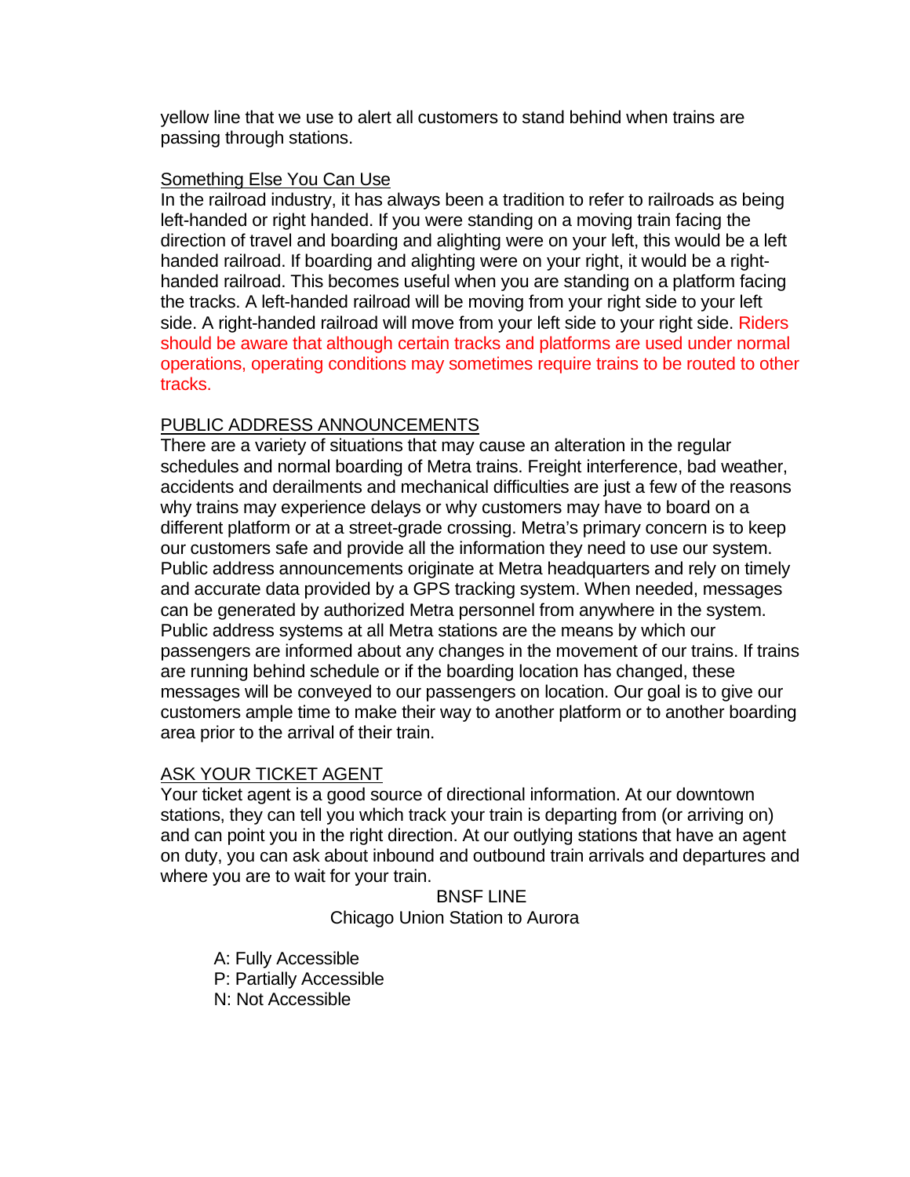yellow line that we use to alert all customers to stand behind when trains are passing through stations.

Something Else You Can Use

In the railroad industry, it has always been a tradition to refer to railroads as being left-handed or right handed. If you were standing on a moving train facing the direction of travel and boarding and alighting were on your left, this would be a left handed railroad. If boarding and alighting were on your right, it would be a right-handed railroad. This becomes useful when you are standing on a platform facing the tracks. A left-handed railroad will be moving from your right side to your left side. A right-handed railroad will move from your left side to your right side. Riders should be aware that although certain tracks and platforms are used under normal operations, operating conditions may sometimes require trains to be routed to other tracks.

PUBLIC ADDRESS ANNOUNCEMENTS

There are a variety of situations that may cause an alteration in the regular schedules and normal boarding of Metra trains. Freight interference, bad weather, accidents and derailments and mechanical difficulties are just a few of the reasons why trains may experience delays or why customers may have to board on a different platform or at a street-grade crossing. Metra's primary concern is to keep our customers safe and provide all the information they need to use our system. Public address announcements originate at Metra headquarters and rely on timely and accurate data provided by a GPS tracking system. When needed, messages can be generated by authorized Metra personnel from anywhere in the system. Public address systems at all Metra stations are the means by which our passengers are informed about any changes in the movement of our trains. If trains are running behind schedule or if the boarding location has changed, these messages will be conveyed to our passengers on location. Our goal is to give our customers ample time to make their way to another platform or to another boarding area prior to the arrival of their train.

ASK YOUR TICKET AGENT

Your ticket agent is a good source of directional information. At our downtown stations, they can tell you which track your train is departing from (or arriving on) and can point you in the right direction. At our outlying stations that have an agent on duty, you can ask about inbound and outbound train arrivals and departures and where you are to wait for your train.

## BNSF LINE
### Chicago Union Station to Aurora

A: Fully Accessible
P: Partially Accessible
N: Not Accessible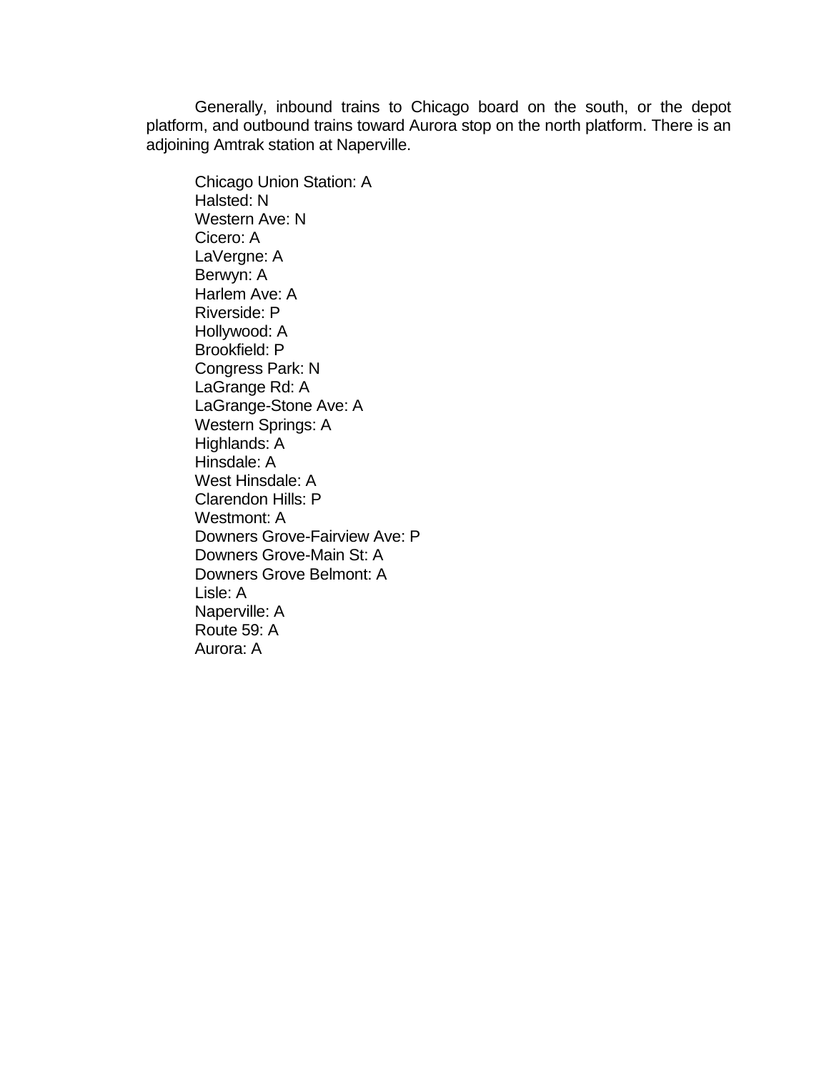Generally, inbound trains to Chicago board on the south, or the depot platform, and outbound trains toward Aurora stop on the north platform. There is an adjoining Amtrak station at Naperville.

Chicago Union Station: A
Halsted: N
Western Ave: N
Cicero: A
LaVergne: A
Berwyn: A
Harlem Ave: A
Riverside: P
Hollywood: A
Brookfield: P
Congress Park: N
LaGrange Rd: A
LaGrange-Stone Ave: A
Western Springs: A
Highlands: A
Hinsdale: A
West Hinsdale: A
Clarendon Hills: P
Westmont: A
Downers Grove-Fairview Ave: P
Downers Grove-Main St: A
Downers Grove Belmont: A
Lisle: A
Naperville: A
Route 59: A
Aurora: A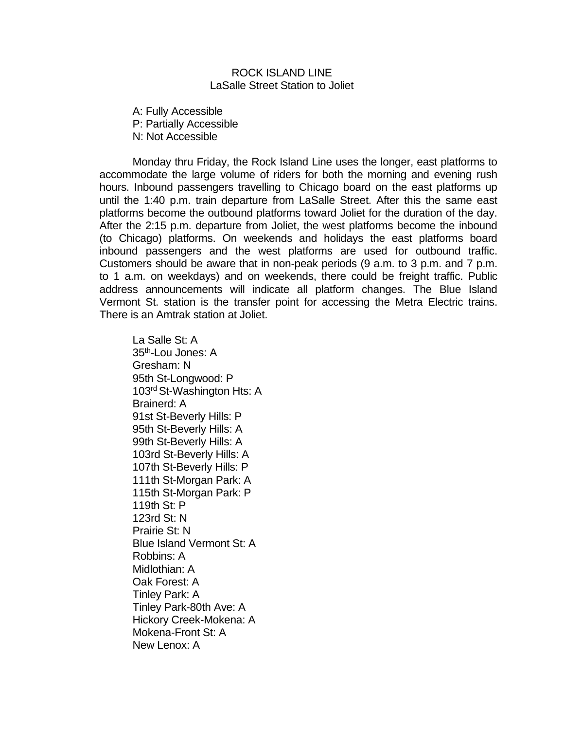# ROCK ISLAND LINE
## LaSalle Street Station to Joliet

A: Fully Accessible
P: Partially Accessible
N: Not Accessible

Monday thru Friday, the Rock Island Line uses the longer, east platforms to accommodate the large volume of riders for both the morning and evening rush hours. Inbound passengers travelling to Chicago board on the east platforms up until the 1:40 p.m. train departure from LaSalle Street. After this the same east platforms become the outbound platforms toward Joliet for the duration of the day. After the 2:15 p.m. departure from Joliet, the west platforms become the inbound (to Chicago) platforms. On weekends and holidays the east platforms board inbound passengers and the west platforms are used for outbound traffic. Customers should be aware that in non-peak periods (9 a.m. to 3 p.m. and 7 p.m. to 1 a.m. on weekdays) and on weekends, there could be freight traffic. Public address announcements will indicate all platform changes. The Blue Island Vermont St. station is the transfer point for accessing the Metra Electric trains. There is an Amtrak station at Joliet.

La Salle St: A
35th-Lou Jones: A
Gresham: N
95th St-Longwood: P
103rd St-Washington Hts: A
Brainerd: A
91st St-Beverly Hills: P
95th St-Beverly Hills: A
99th St-Beverly Hills: A
103rd St-Beverly Hills: A
107th St-Beverly Hills: P
111th St-Morgan Park: A
115th St-Morgan Park: P
119th St: P
123rd St: N
Prairie St: N
Blue Island Vermont St: A
Robbins: A
Midlothian: A
Oak Forest: A
Tinley Park: A
Tinley Park-80th Ave: A
Hickory Creek-Mokena: A
Mokena-Front St: A
New Lenox: A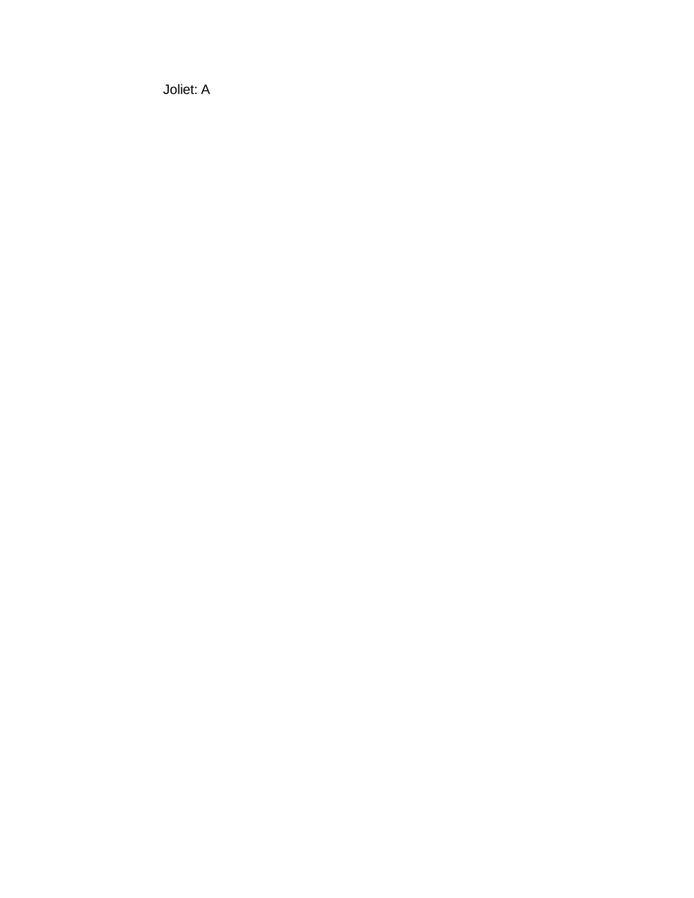Joliet: A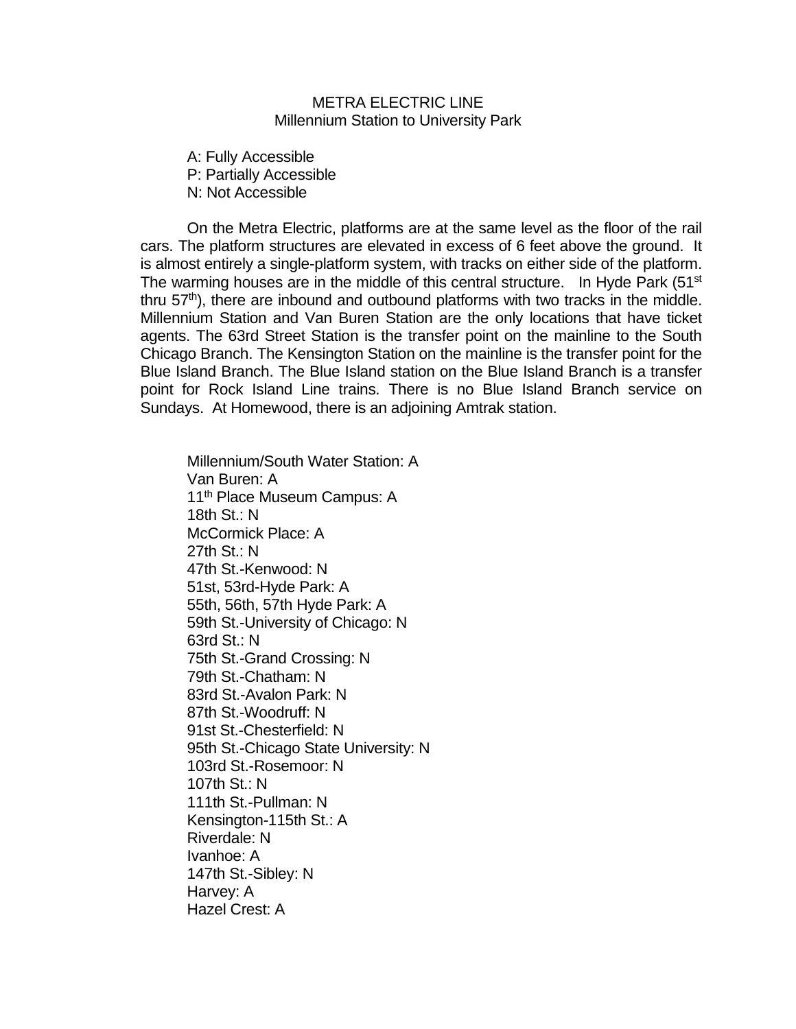METRA ELECTRIC LINE
Millennium Station to University Park

A: Fully Accessible
P: Partially Accessible
N: Not Accessible

On the Metra Electric, platforms are at the same level as the floor of the rail cars. The platform structures are elevated in excess of 6 feet above the ground. It is almost entirely a single-platform system, with tracks on either side of the platform. The warming houses are in the middle of this central structure. In Hyde Park (51st thru 57th), there are inbound and outbound platforms with two tracks in the middle. Millennium Station and Van Buren Station are the only locations that have ticket agents. The 63rd Street Station is the transfer point on the mainline to the South Chicago Branch. The Kensington Station on the mainline is the transfer point for the Blue Island Branch. The Blue Island station on the Blue Island Branch is a transfer point for Rock Island Line trains. There is no Blue Island Branch service on Sundays. At Homewood, there is an adjoining Amtrak station.

Millennium/South Water Station: A
Van Buren: A
11th Place Museum Campus: A
18th St.: N
McCormick Place: A
27th St.: N
47th St.-Kenwood: N
51st, 53rd-Hyde Park: A
55th, 56th, 57th Hyde Park: A
59th St.-University of Chicago: N
63rd St.: N
75th St.-Grand Crossing: N
79th St.-Chatham: N
83rd St.-Avalon Park: N
87th St.-Woodruff: N
91st St.-Chesterfield: N
95th St.-Chicago State University: N
103rd St.-Rosemoor: N
107th St.: N
111th St.-Pullman: N
Kensington-115th St.: A
Riverdale: N
Ivanhoe: A
147th St.-Sibley: N
Harvey: A
Hazel Crest: A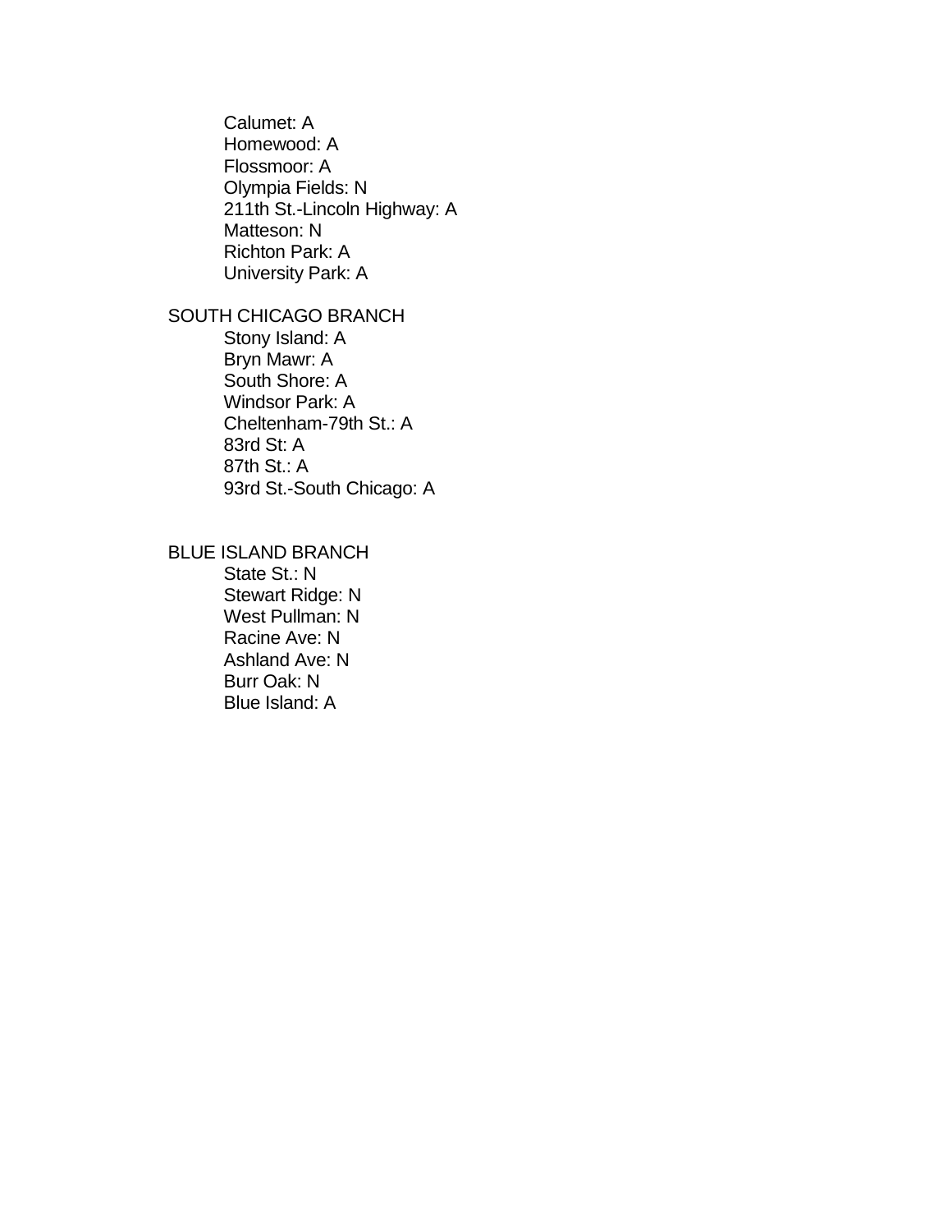- Calumet: A
- Homewood: A
- Flossmoor: A
- Olympia Fields: N
- 211th St.-Lincoln Highway: A
- Matteson: N
- Richton Park: A
- University Park: A

SOUTH CHICAGO BRANCH

- Stony Island: A
- Bryn Mawr: A
- South Shore: A
- Windsor Park: A
- Cheltenham-79th St.: A
- 83rd St: A
- 87th St.: A
- 93rd St.-South Chicago: A

BLUE ISLAND BRANCH

- State St.: N
- Stewart Ridge: N
- West Pullman: N
- Racine Ave: N
- Ashland Ave: N
- Burr Oak: N
- Blue Island: A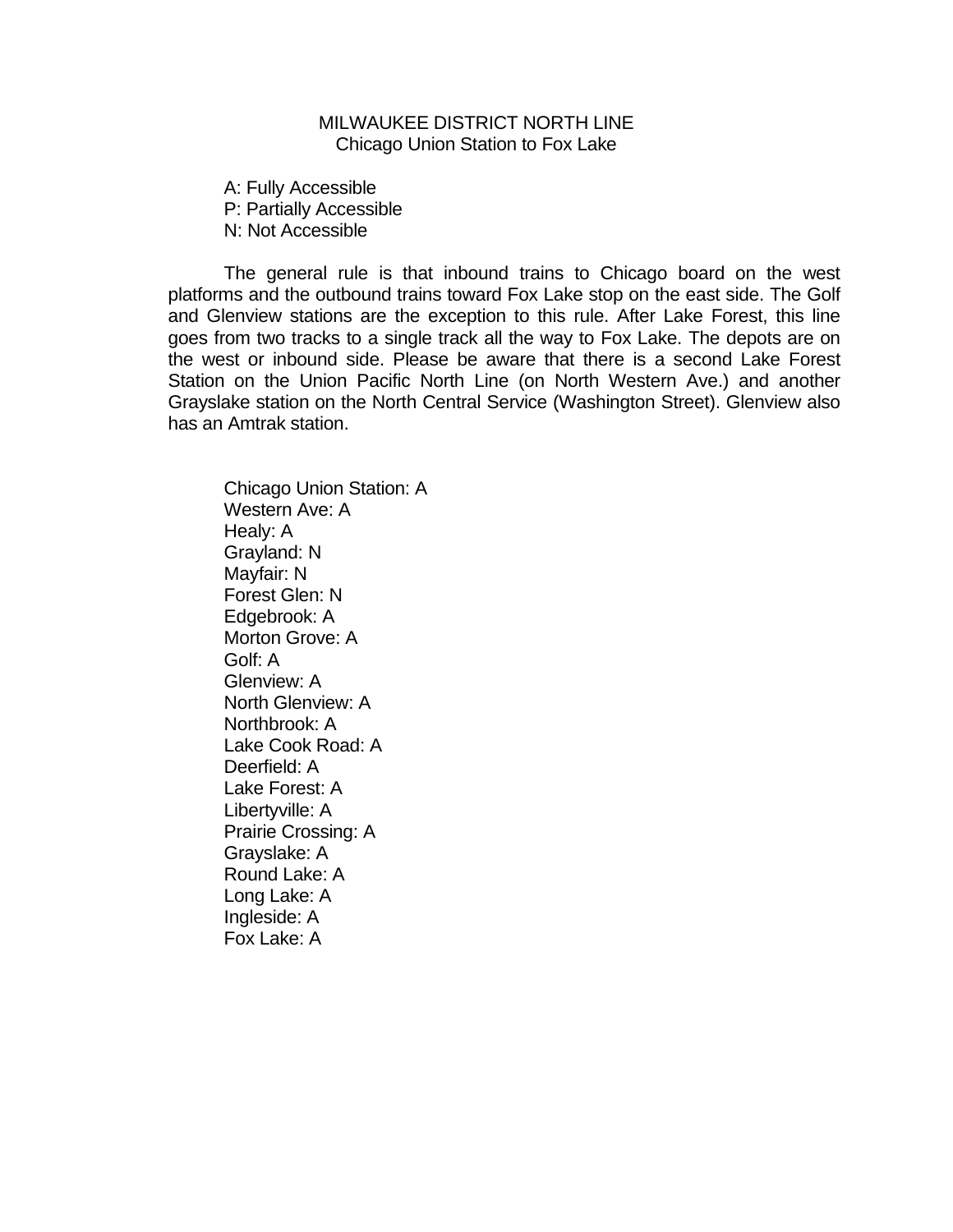# MILWAUKEE DISTRICT NORTH LINE
## Chicago Union Station to Fox Lake

A: Fully Accessible
P: Partially Accessible
N: Not Accessible

The general rule is that inbound trains to Chicago board on the west platforms and the outbound trains toward Fox Lake stop on the east side. The Golf and Glenview stations are the exception to this rule. After Lake Forest, this line goes from two tracks to a single track all the way to Fox Lake. The depots are on the west or inbound side. Please be aware that there is a second Lake Forest Station on the Union Pacific North Line (on North Western Ave.) and another Grayslake station on the North Central Service (Washington Street). Glenview also has an Amtrak station.

Chicago Union Station: A
Western Ave: A
Healy: A
Grayland: N
Mayfair: N
Forest Glen: N
Edgebrook: A
Morton Grove: A
Golf: A
Glenview: A
North Glenview: A
Northbrook: A
Lake Cook Road: A
Deerfield: A
Lake Forest: A
Libertyville: A
Prairie Crossing: A
Grayslake: A
Round Lake: A
Long Lake: A
Ingleside: A
Fox Lake: A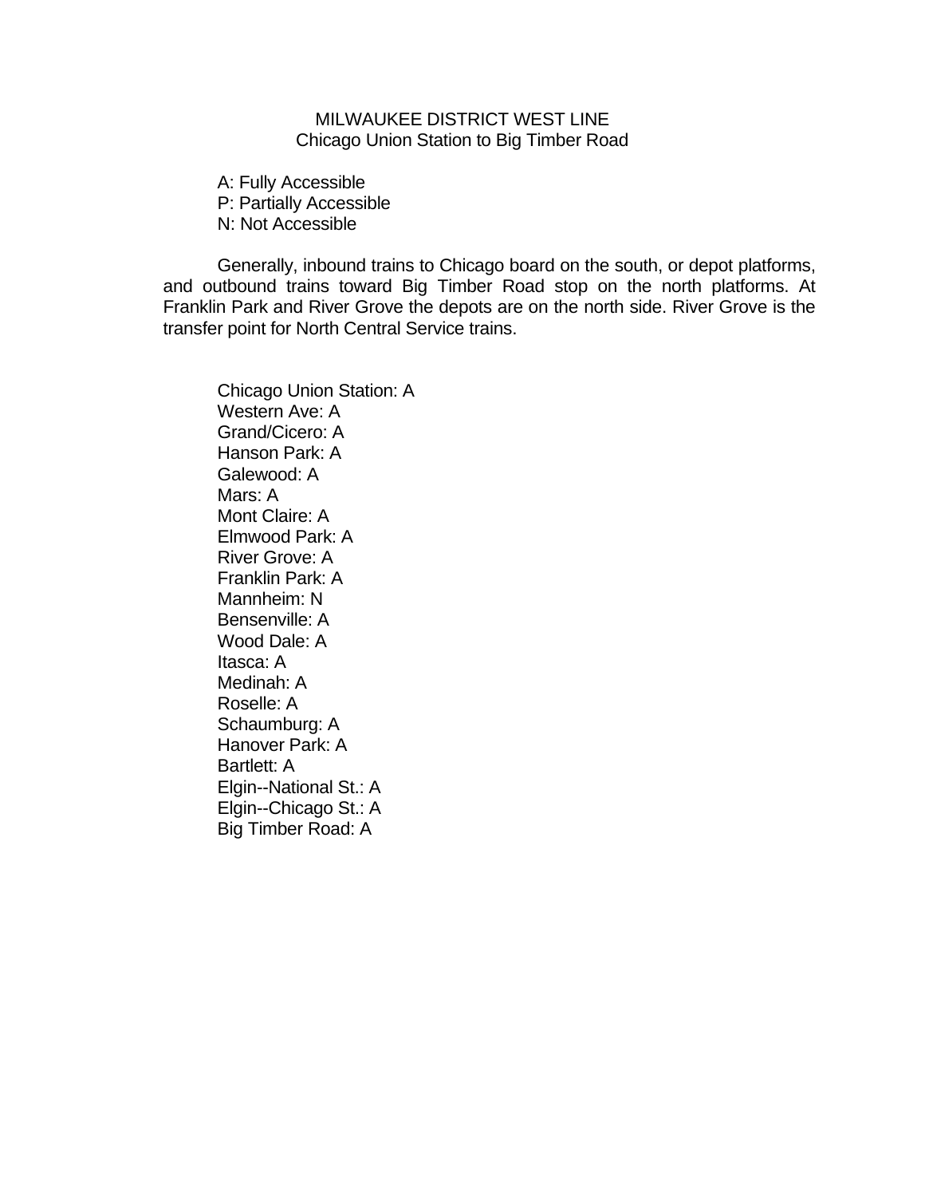# MILWAUKEE DISTRICT WEST LINE

## Chicago Union Station to Big Timber Road

A: Fully Accessible
P: Partially Accessible
N: Not Accessible

Generally, inbound trains to Chicago board on the south, or depot platforms, and outbound trains toward Big Timber Road stop on the north platforms. At Franklin Park and River Grove the depots are on the north side. River Grove is the transfer point for North Central Service trains.

Chicago Union Station: A
Western Ave: A
Grand/Cicero: A
Hanson Park: A
Galewood: A
Mars: A
Mont Claire: A
Elmwood Park: A
River Grove: A
Franklin Park: A
Mannheim: N
Bensenville: A
Wood Dale: A
Itasca: A
Medinah: A
Roselle: A
Schaumburg: A
Hanover Park: A
Bartlett: A
Elgin--National St.: A
Elgin--Chicago St.: A
Big Timber Road: A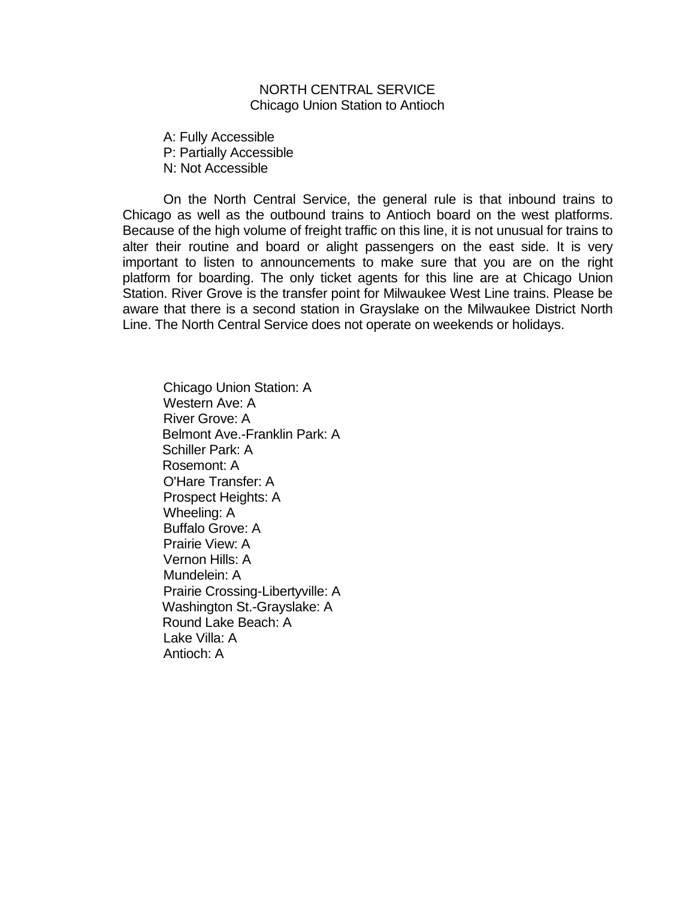# NORTH CENTRAL SERVICE
## Chicago Union Station to Antioch

A: Fully Accessible
P: Partially Accessible
N: Not Accessible

On the North Central Service, the general rule is that inbound trains to Chicago as well as the outbound trains to Antioch board on the west platforms. Because of the high volume of freight traffic on this line, it is not unusual for trains to alter their routine and board or alight passengers on the east side. It is very important to listen to announcements to make sure that you are on the right platform for boarding. The only ticket agents for this line are at Chicago Union Station. River Grove is the transfer point for Milwaukee West Line trains. Please be aware that there is a second station in Grayslake on the Milwaukee District North Line. The North Central Service does not operate on weekends or holidays.

Chicago Union Station: A
Western Ave: A
River Grove: A
Belmont Ave.-Franklin Park: A
Schiller Park: A
Rosemont: A
O'Hare Transfer: A
Prospect Heights: A
Wheeling: A
Buffalo Grove: A
Prairie View: A
Vernon Hills: A
Mundelein: A
Prairie Crossing-Libertyville: A
Washington St.-Grayslake: A
Round Lake Beach: A
Lake Villa: A
Antioch: A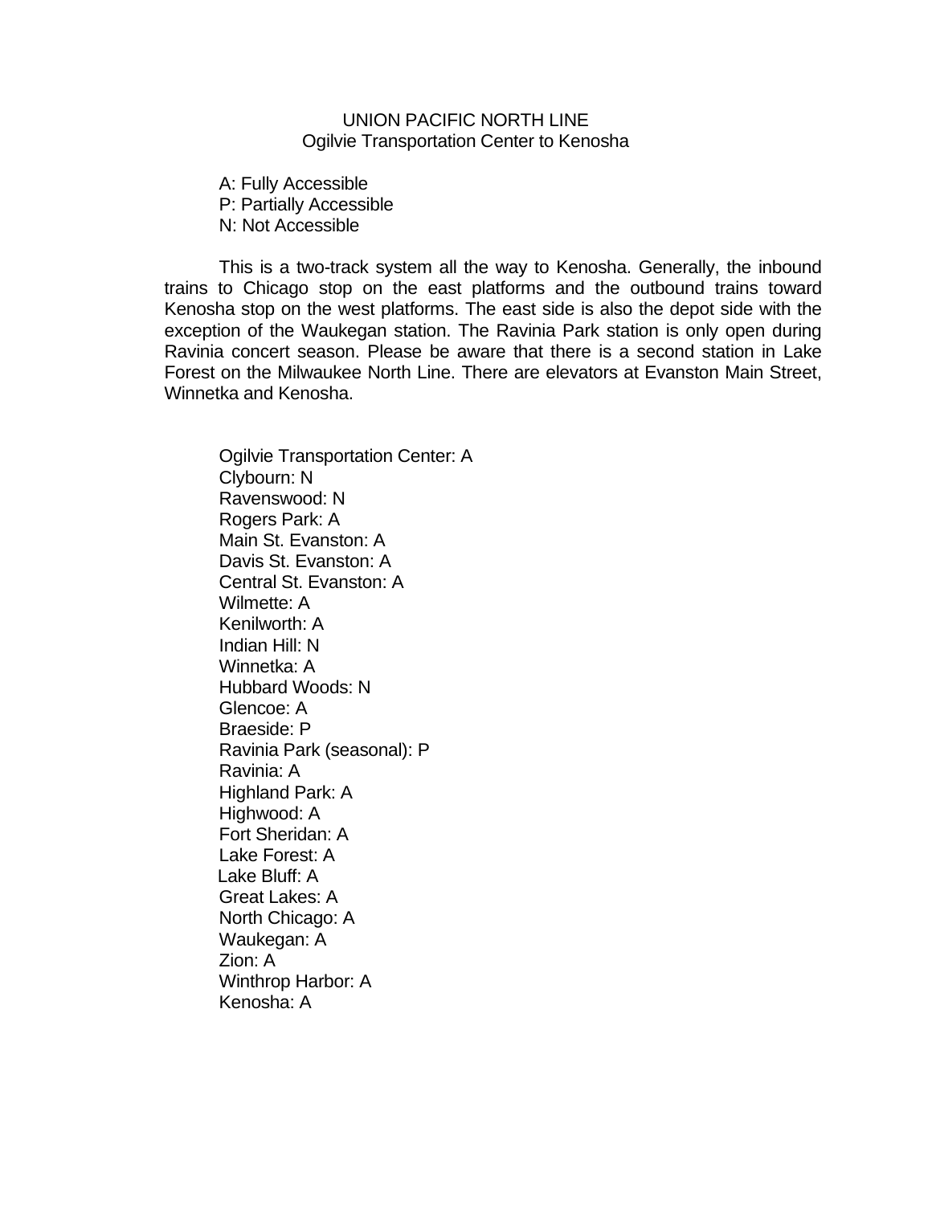# UNION PACIFIC NORTH LINE
## Ogilvie Transportation Center to Kenosha

A: Fully Accessible
P: Partially Accessible
N: Not Accessible

This is a two-track system all the way to Kenosha. Generally, the inbound trains to Chicago stop on the east platforms and the outbound trains toward Kenosha stop on the west platforms. The east side is also the depot side with the exception of the Waukegan station. The Ravinia Park station is only open during Ravinia concert season. Please be aware that there is a second station in Lake Forest on the Milwaukee North Line. There are elevators at Evanston Main Street, Winnetka and Kenosha.

Ogilvie Transportation Center: A
Clybourn: N
Ravenswood: N
Rogers Park: A
Main St. Evanston: A
Davis St. Evanston: A
Central St. Evanston: A
Wilmette: A
Kenilworth: A
Indian Hill: N
Winnetka: A
Hubbard Woods: N
Glencoe: A
Braeside: P
Ravinia Park (seasonal): P
Ravinia: A
Highland Park: A
Highwood: A
Fort Sheridan: A
Lake Forest: A
Lake Bluff: A
Great Lakes: A
North Chicago: A
Waukegan: A
Zion: A
Winthrop Harbor: A
Kenosha: A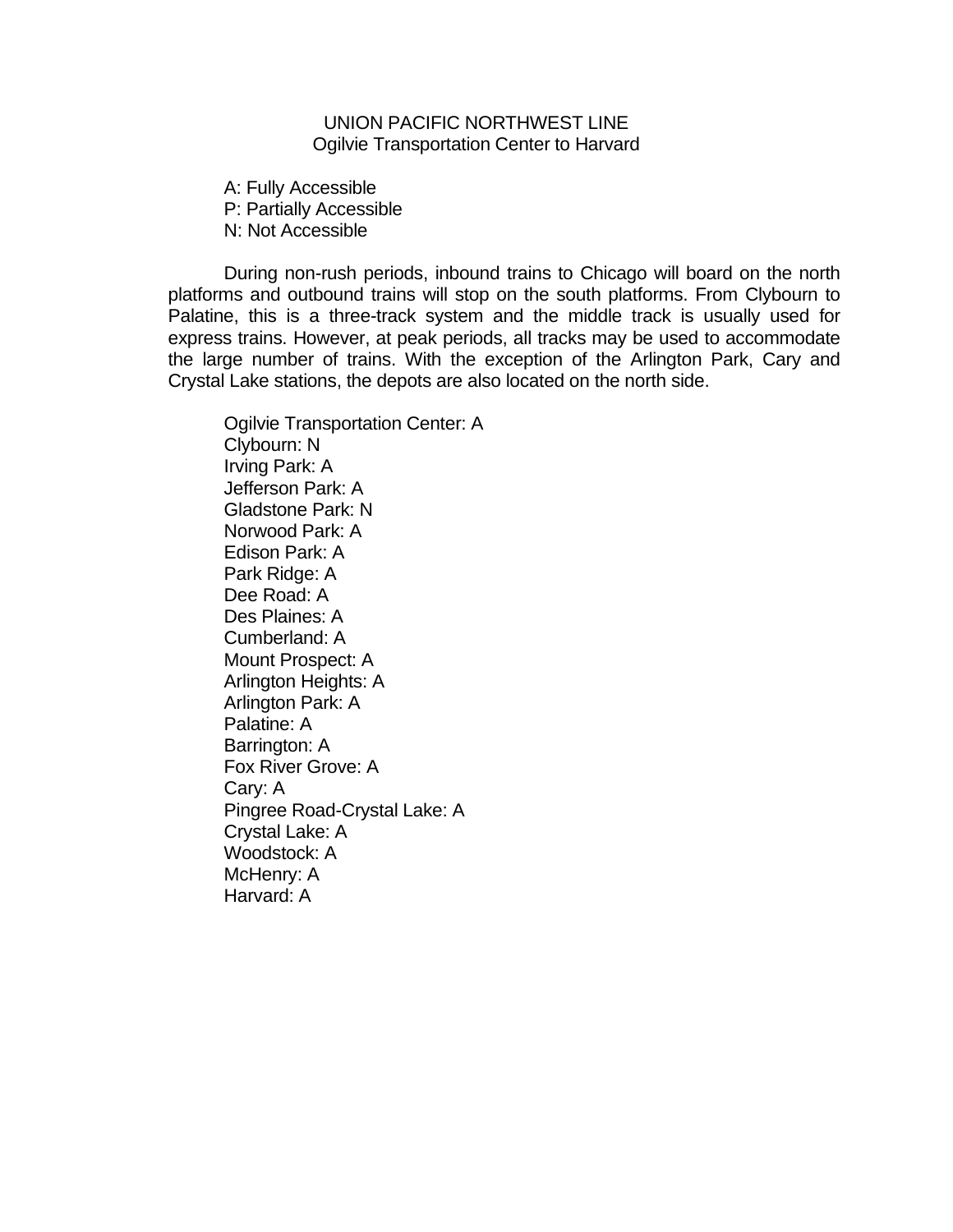# UNION PACIFIC NORTHWEST LINE

## Ogilvie Transportation Center to Harvard

A: Fully Accessible
P: Partially Accessible
N: Not Accessible

During non-rush periods, inbound trains to Chicago will board on the north platforms and outbound trains will stop on the south platforms. From Clybourn to Palatine, this is a three-track system and the middle track is usually used for express trains. However, at peak periods, all tracks may be used to accommodate the large number of trains. With the exception of the Arlington Park, Cary and Crystal Lake stations, the depots are also located on the north side.

Ogilvie Transportation Center: A
Clybourn: N
Irving Park: A
Jefferson Park: A
Gladstone Park: N
Norwood Park: A
Edison Park: A
Park Ridge: A
Dee Road: A
Des Plaines: A
Cumberland: A
Mount Prospect: A
Arlington Heights: A
Arlington Park: A
Palatine: A
Barrington: A
Fox River Grove: A
Cary: A
Pingree Road-Crystal Lake: A
Crystal Lake: A
Woodstock: A
McHenry: A
Harvard: A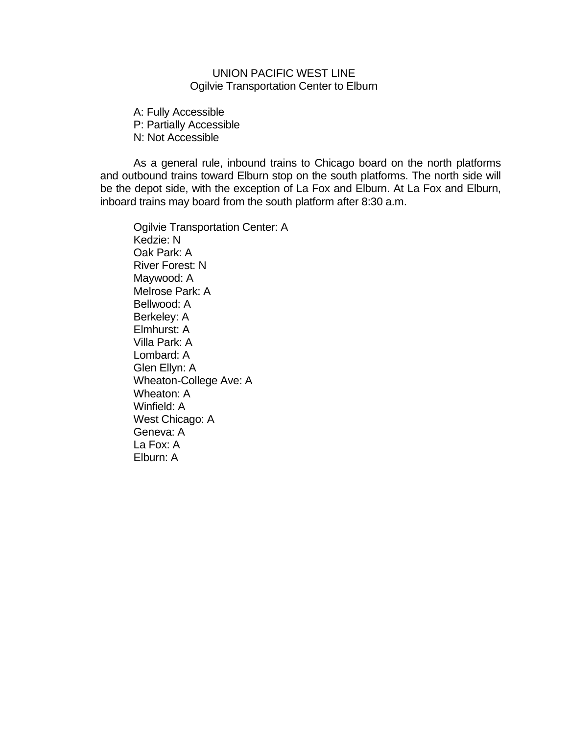## UNION PACIFIC WEST LINE
### Ogilvie Transportation Center to Elburn

A: Fully Accessible
P: Partially Accessible
N: Not Accessible

As a general rule, inbound trains to Chicago board on the north platforms and outbound trains toward Elburn stop on the south platforms. The north side will be the depot side, with the exception of La Fox and Elburn. At La Fox and Elburn, inboard trains may board from the south platform after 8:30 a.m.

Ogilvie Transportation Center: A
Kedzie: N
Oak Park: A
River Forest: N
Maywood: A
Melrose Park: A
Bellwood: A
Berkeley: A
Elmhurst: A
Villa Park: A
Lombard: A
Glen Ellyn: A
Wheaton-College Ave: A
Wheaton: A
Winfield: A
West Chicago: A
Geneva: A
La Fox: A
Elburn: A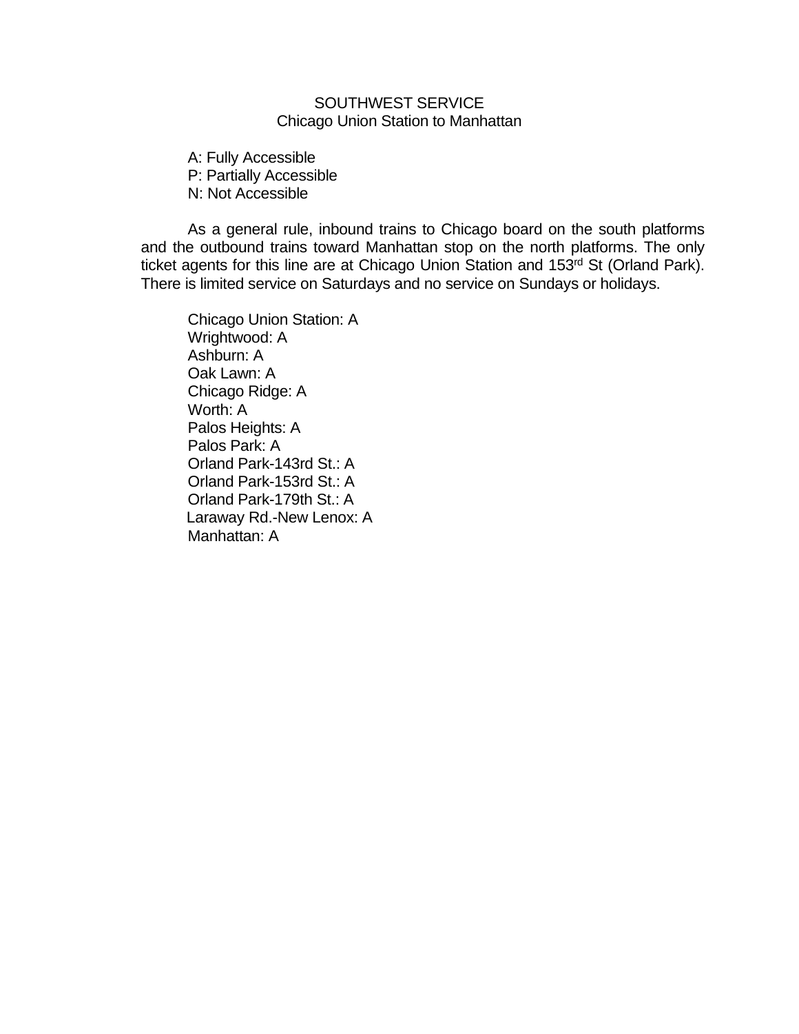# SOUTHWEST SERVICE

## Chicago Union Station to Manhattan

A: Fully Accessible
P: Partially Accessible
N: Not Accessible

As a general rule, inbound trains to Chicago board on the south platforms and the outbound trains toward Manhattan stop on the north platforms. The only ticket agents for this line are at Chicago Union Station and 153rd St (Orland Park). There is limited service on Saturdays and no service on Sundays or holidays.

Chicago Union Station: A
Wrightwood: A
Ashburn: A
Oak Lawn: A
Chicago Ridge: A
Worth: A
Palos Heights: A
Palos Park: A
Orland Park-143rd St.: A
Orland Park-153rd St.: A
Orland Park-179th St.: A
Laraway Rd.-New Lenox: A
Manhattan: A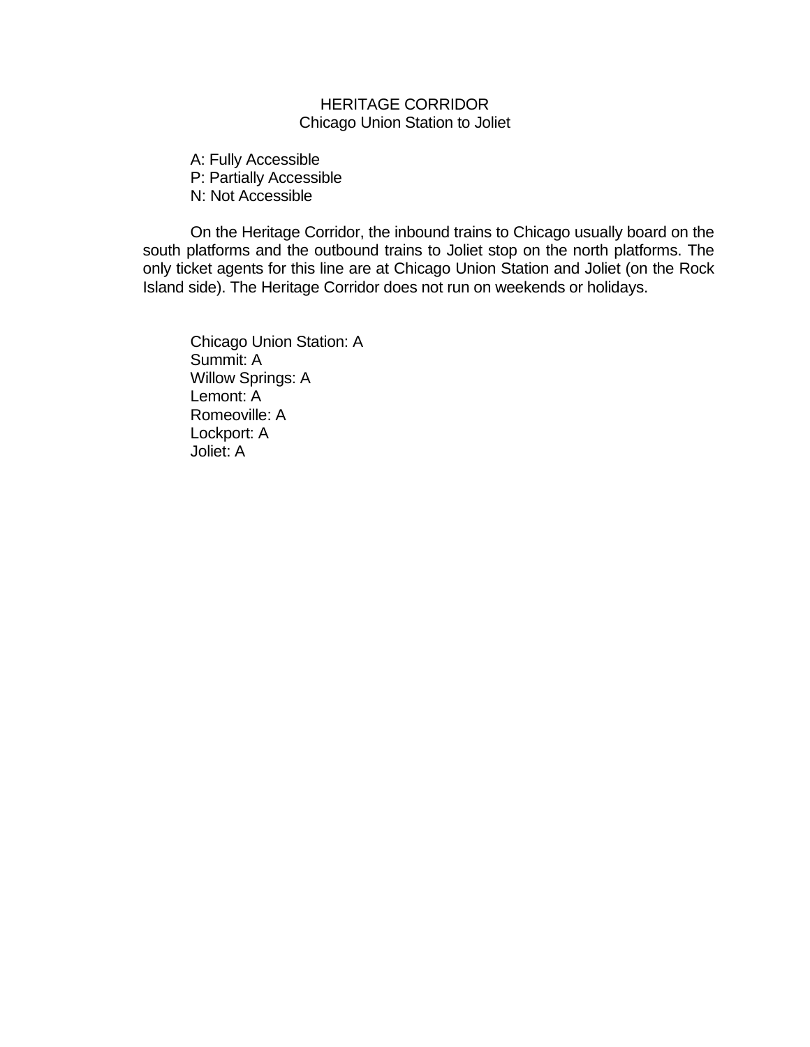# HERITAGE CORRIDOR
## Chicago Union Station to Joliet

A: Fully Accessible
P: Partially Accessible
N: Not Accessible

On the Heritage Corridor, the inbound trains to Chicago usually board on the south platforms and the outbound trains to Joliet stop on the north platforms. The only ticket agents for this line are at Chicago Union Station and Joliet (on the Rock Island side). The Heritage Corridor does not run on weekends or holidays.

Chicago Union Station: A
Summit: A
Willow Springs: A
Lemont: A
Romeoville: A
Lockport: A
Joliet: A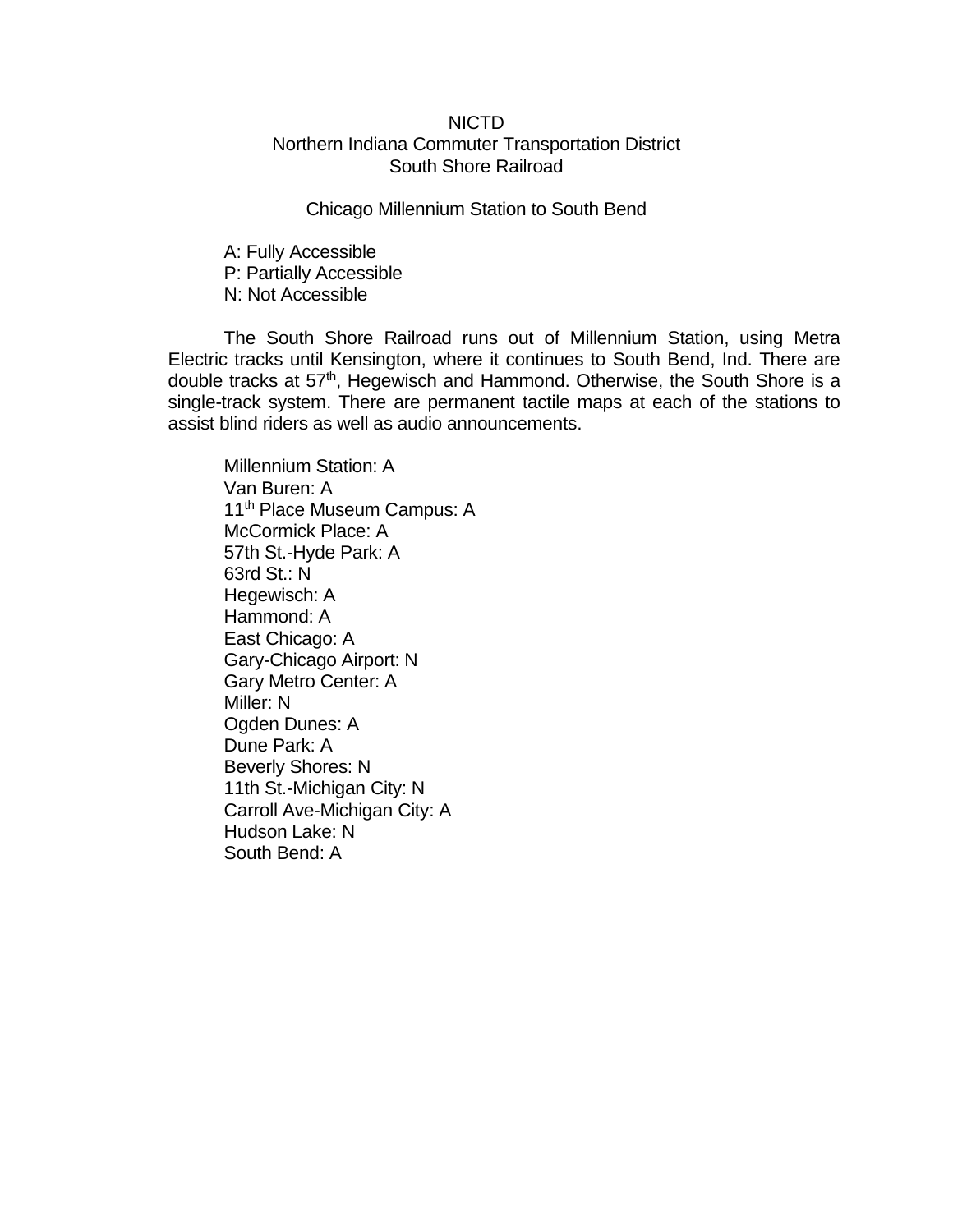NICTD
Northern Indiana Commuter Transportation District
South Shore Railroad

Chicago Millennium Station to South Bend

A: Fully Accessible
P: Partially Accessible
N: Not Accessible

The South Shore Railroad runs out of Millennium Station, using Metra Electric tracks until Kensington, where it continues to South Bend, Ind. There are double tracks at 57th, Hegewisch and Hammond. Otherwise, the South Shore is a single-track system. There are permanent tactile maps at each of the stations to assist blind riders as well as audio announcements.

Millennium Station: A
Van Buren: A
11th Place Museum Campus: A
McCormick Place: A
57th St.-Hyde Park: A
63rd St.: N
Hegewisch: A
Hammond: A
East Chicago: A
Gary-Chicago Airport: N
Gary Metro Center: A
Miller: N
Ogden Dunes: A
Dune Park: A
Beverly Shores: N
11th St.-Michigan City: N
Carroll Ave-Michigan City: A
Hudson Lake: N
South Bend: A